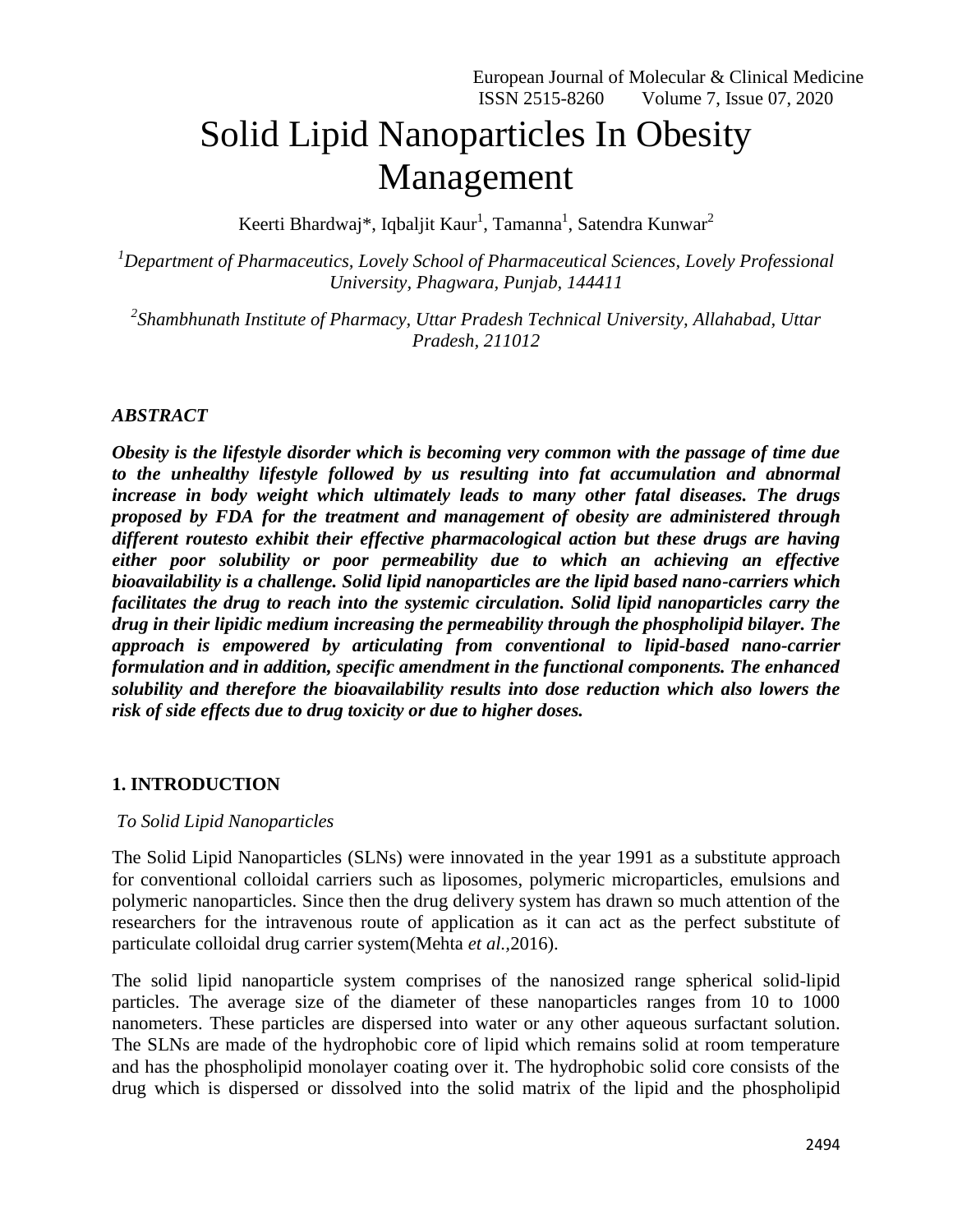# Solid Lipid Nanoparticles In Obesity Management

Keerti Bhardwaj*, Iqbaljit Kaur[1], Tamanna[1], Satendra Kunwar[2]

[1]*Department of Pharmaceutics, Lovely School of Pharmaceutical Sciences, Lovely Professional University, Phagwara, Punjab, 144411*

[2]*Shambhunath Institute of Pharmacy, Uttar Pradesh Technical University, Allahabad, Uttar Pradesh, 211012*

### *ABSTRACT*

***Obesity is the lifestyle disorder which is becoming very common with the passage of time due to the unhealthy lifestyle followed by us resulting into fat accumulation and abnormal increase in body weight which ultimately leads to many other fatal diseases. The drugs proposed by FDA for the treatment and management of obesity are administered through different routesto exhibit their effective pharmacological action but these drugs are having either poor solubility or poor permeability due to which an achieving an effective bioavailability is a challenge. Solid lipid nanoparticles are the lipid based nano-carriers which facilitates the drug to reach into the systemic circulation. Solid lipid nanoparticles carry the drug in their lipidic medium increasing the permeability through the phospholipid bilayer. The approach is empowered by articulating from conventional to lipid-based nano-carrier formulation and in addition, specific amendment in the functional components. The enhanced solubility and therefore the bioavailability results into dose reduction which also lowers the risk of side effects due to drug toxicity or due to higher doses.***

## 1. INTRODUCTION

*To Solid Lipid Nanoparticles*

The Solid Lipid Nanoparticles (SLNs) were innovated in the year 1991 as a substitute approach for conventional colloidal carriers such as liposomes, polymeric microparticles, emulsions and polymeric nanoparticles. Since then the drug delivery system has drawn so much attention of the researchers for the intravenous route of application as it can act as the perfect substitute of particulate colloidal drug carrier system(Mehta *et al.*,2016).

The solid lipid nanoparticle system comprises of the nanosized range spherical solid-lipid particles. The average size of the diameter of these nanoparticles ranges from 10 to 1000 nanometers. These particles are dispersed into water or any other aqueous surfactant solution. The SLNs are made of the hydrophobic core of lipid which remains solid at room temperature and has the phospholipid monolayer coating over it. The hydrophobic solid core consists of the drug which is dispersed or dissolved into the solid matrix of the lipid and the phospholipid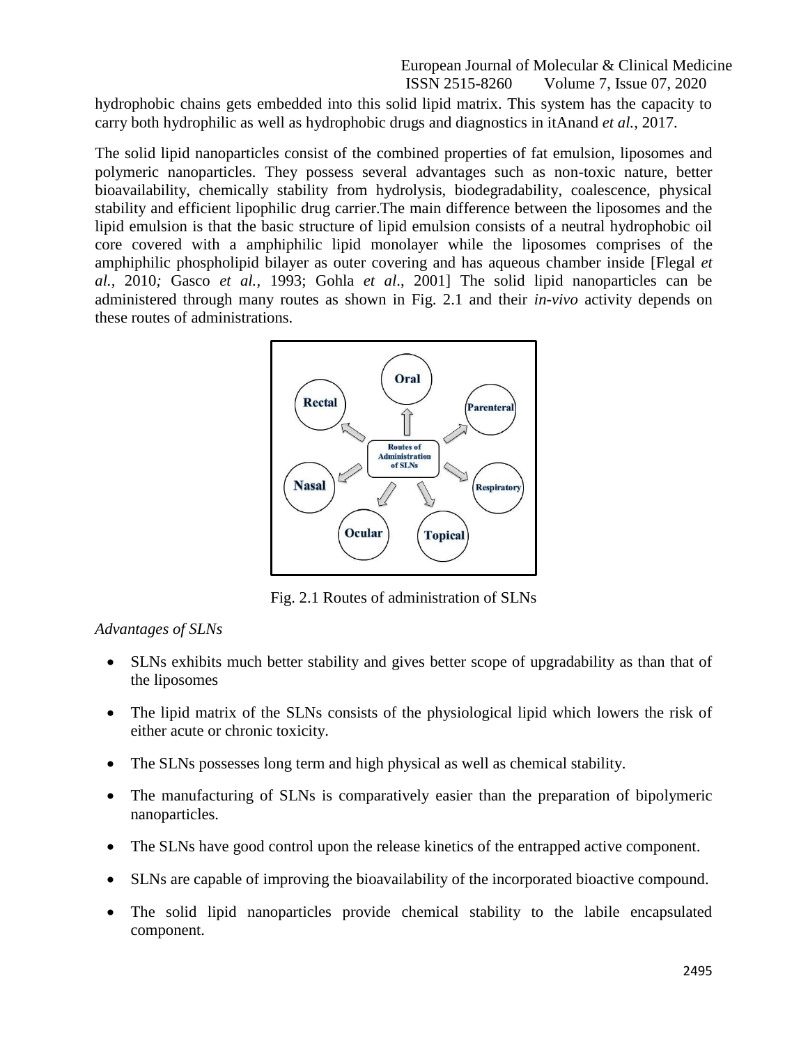hydrophobic chains gets embedded into this solid lipid matrix. This system has the capacity to carry both hydrophilic as well as hydrophobic drugs and diagnostics in itAnand *et al.*, 2017.

The solid lipid nanoparticles consist of the combined properties of fat emulsion, liposomes and polymeric nanoparticles. They possess several advantages such as non-toxic nature, better bioavailability, chemically stability from hydrolysis, biodegradability, coalescence, physical stability and efficient lipophilic drug carrier.The main difference between the liposomes and the lipid emulsion is that the basic structure of lipid emulsion consists of a neutral hydrophobic oil core covered with a amphiphilic lipid monolayer while the liposomes comprises of the amphiphilic phospholipid bilayer as outer covering and has aqueous chamber inside [Flegal *et al.*, 2010*;* Gasco *et al.*, 1993; Gohla *et al*., 2001] The solid lipid nanoparticles can be administered through many routes as shown in Fig. 2.1 and their *in-vivo* activity depends on these routes of administrations.

Fig. 2.1 Routes of administration of SLNs

*Advantages of SLNs*

- SLNs exhibits much better stability and gives better scope of upgradability as than that of the liposomes
- The lipid matrix of the SLNs consists of the physiological lipid which lowers the risk of either acute or chronic toxicity.
- The SLNs possesses long term and high physical as well as chemical stability.
- The manufacturing of SLNs is comparatively easier than the preparation of bipolymeric nanoparticles.
- The SLNs have good control upon the release kinetics of the entrapped active component.
- SLNs are capable of improving the bioavailability of the incorporated bioactive compound.
- The solid lipid nanoparticles provide chemical stability to the labile encapsulated component.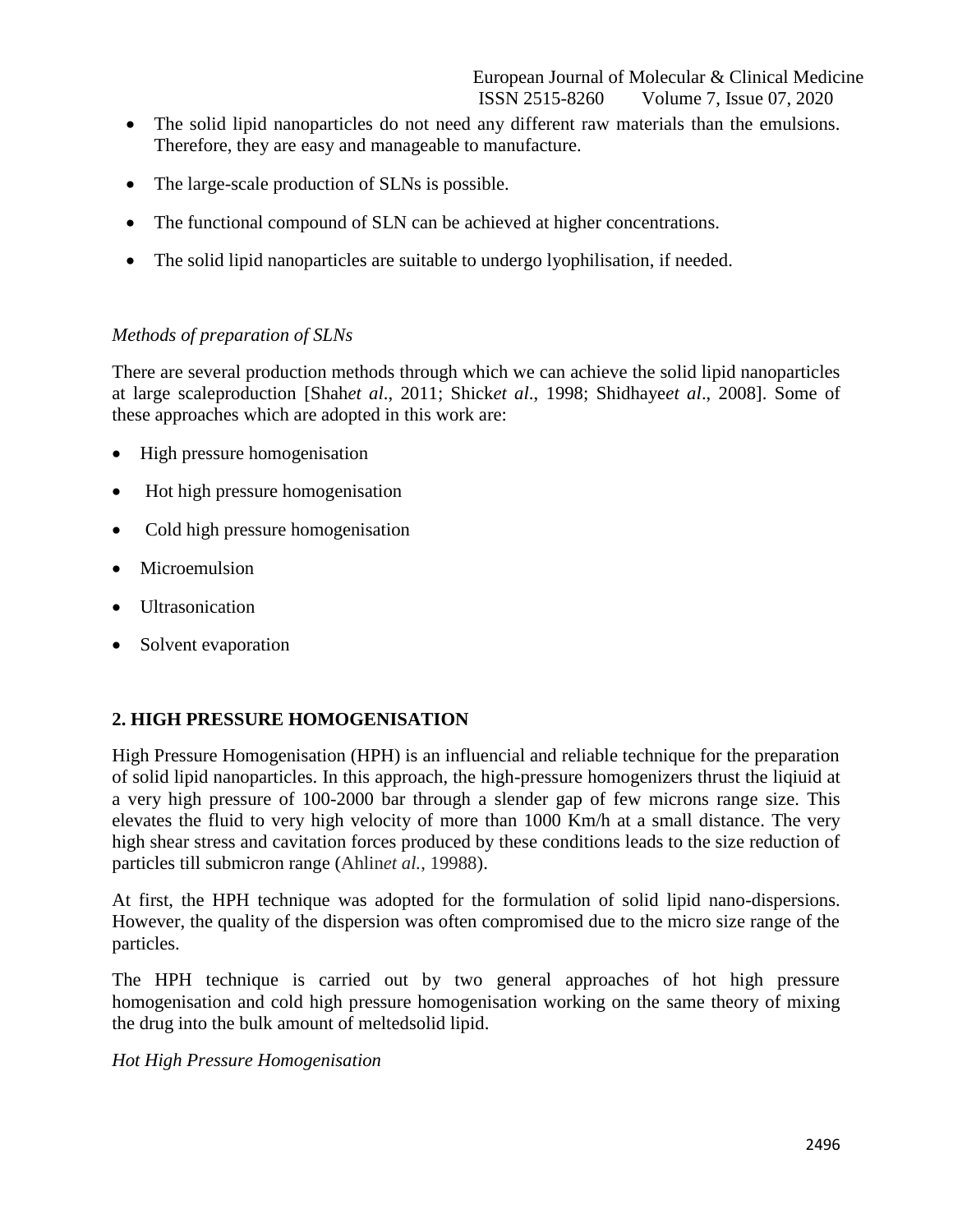- The solid lipid nanoparticles do not need any different raw materials than the emulsions. Therefore, they are easy and manageable to manufacture.
- The large-scale production of SLNs is possible.
- The functional compound of SLN can be achieved at higher concentrations.
- The solid lipid nanoparticles are suitable to undergo lyophilisation, if needed.

*Methods of preparation of SLNs*

There are several production methods through which we can achieve the solid lipid nanoparticles at large scaleproduction [Shah*et al*., 2011; Shick*et al*., 1998; Shidhaye*et al*., 2008]. Some of these approaches which are adopted in this work are:

- High pressure homogenisation
- Hot high pressure homogenisation
- Cold high pressure homogenisation
- Microemulsion
- Ultrasonication
- Solvent evaporation

## 2. HIGH PRESSURE HOMOGENISATION

High Pressure Homogenisation (HPH) is an influencial and reliable technique for the preparation of solid lipid nanoparticles. In this approach, the high-pressure homogenizers thrust the liqiuid at a very high pressure of 100-2000 bar through a slender gap of few microns range size. This elevates the fluid to very high velocity of more than 1000 Km/h at a small distance. The very high shear stress and cavitation forces produced by these conditions leads to the size reduction of particles till submicron range (Ahlin*et al.*, 19988).

At first, the HPH technique was adopted for the formulation of solid lipid nano-dispersions. However, the quality of the dispersion was often compromised due to the micro size range of the particles.

The HPH technique is carried out by two general approaches of hot high pressure homogenisation and cold high pressure homogenisation working on the same theory of mixing the drug into the bulk amount of meltedsolid lipid.

*Hot High Pressure Homogenisation*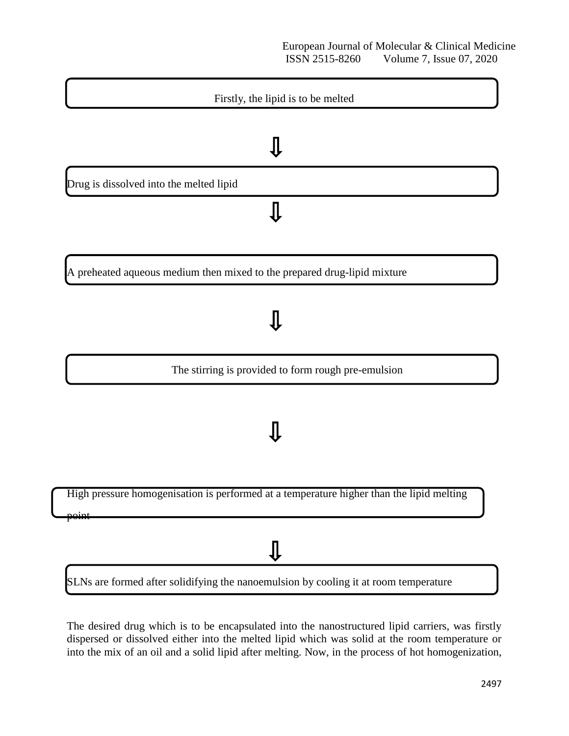Firstly, the lipid is to be melted

⇩

Drug is dissolved into the melted lipid

⇩

A preheated aqueous medium then mixed to the prepared drug-lipid mixture

⇩

The stirring is provided to form rough pre-emulsion

⇩

High pressure homogenisation is performed at a temperature higher than the lipid melting point

⇩

SLNs are formed after solidifying the nanoemulsion by cooling it at room temperature

The desired drug which is to be encapsulated into the nanostructured lipid carriers, was firstly dispersed or dissolved either into the melted lipid which was solid at the room temperature or into the mix of an oil and a solid lipid after melting. Now, in the process of hot homogenization,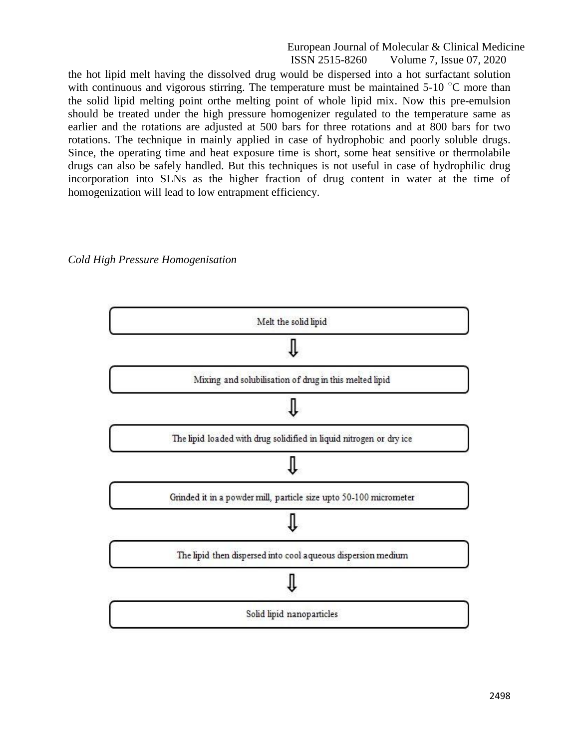the hot lipid melt having the dissolved drug would be dispersed into a hot surfactant solution with continuous and vigorous stirring. The temperature must be maintained 5-10 °C more than the solid lipid melting point orthe melting point of whole lipid mix. Now this pre-emulsion should be treated under the high pressure homogenizer regulated to the temperature same as earlier and the rotations are adjusted at 500 bars for three rotations and at 800 bars for two rotations. The technique in mainly applied in case of hydrophobic and poorly soluble drugs. Since, the operating time and heat exposure time is short, some heat sensitive or thermolabile drugs can also be safely handled. But this techniques is not useful in case of hydrophilic drug incorporation into SLNs as the higher fraction of drug content in water at the time of homogenization will lead to low entrapment efficiency.

*Cold High Pressure Homogenisation*

Melt the solid lipid

⇩

Mixing and solubilisation of drug in this melted lipid

⇩

The lipid loaded with drug solidified in liquid nitrogen or dry ice

⇩

Grinded it in a powder mill, particle size upto 50-100 micrometer

⇩

The lipid then dispersed into cool aqueous dispersion medium

⇩

Solid lipid nanoparticles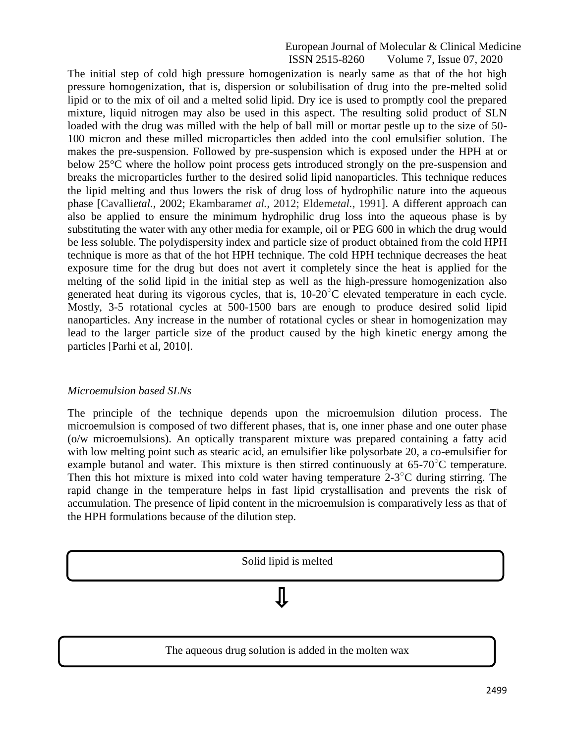The initial step of cold high pressure homogenization is nearly same as that of the hot high pressure homogenization, that is, dispersion or solubilisation of drug into the pre-melted solid lipid or to the mix of oil and a melted solid lipid. Dry ice is used to promptly cool the prepared mixture, liquid nitrogen may also be used in this aspect. The resulting solid product of SLN loaded with the drug was milled with the help of ball mill or mortar pestle up to the size of 50-100 micron and these milled microparticles then added into the cool emulsifier solution. The makes the pre-suspension. Followed by pre-suspension which is exposed under the HPH at or below 25°C where the hollow point process gets introduced strongly on the pre-suspension and breaks the microparticles further to the desired solid lipid nanoparticles. This technique reduces the lipid melting and thus lowers the risk of drug loss of hydrophilic nature into the aqueous phase [Cavalli*etal.*, 2002; Ekambaram*et al.*, 2012; Eldem*etal.*, 1991]. A different approach can also be applied to ensure the minimum hydrophilic drug loss into the aqueous phase is by substituting the water with any other media for example, oil or PEG 600 in which the drug would be less soluble. The polydispersity index and particle size of product obtained from the cold HPH technique is more as that of the hot HPH technique. The cold HPH technique decreases the heat exposure time for the drug but does not avert it completely since the heat is applied for the melting of the solid lipid in the initial step as well as the high-pressure homogenization also generated heat during its vigorous cycles, that is, 10-20°C elevated temperature in each cycle. Mostly, 3-5 rotational cycles at 500-1500 bars are enough to produce desired solid lipid nanoparticles. Any increase in the number of rotational cycles or shear in homogenization may lead to the larger particle size of the product caused by the high kinetic energy among the particles [Parhi et al, 2010].

*Microemulsion based SLNs*

The principle of the technique depends upon the microemulsion dilution process. The microemulsion is composed of two different phases, that is, one inner phase and one outer phase (o/w microemulsions). An optically transparent mixture was prepared containing a fatty acid with low melting point such as stearic acid, an emulsifier like polysorbate 20, a co-emulsifier for example butanol and water. This mixture is then stirred continuously at 65-70°C temperature. Then this hot mixture is mixed into cold water having temperature 2-3°C during stirring. The rapid change in the temperature helps in fast lipid crystallisation and prevents the risk of accumulation. The presence of lipid content in the microemulsion is comparatively less as that of the HPH formulations because of the dilution step.

Solid lipid is melted

⇩

The aqueous drug solution is added in the molten wax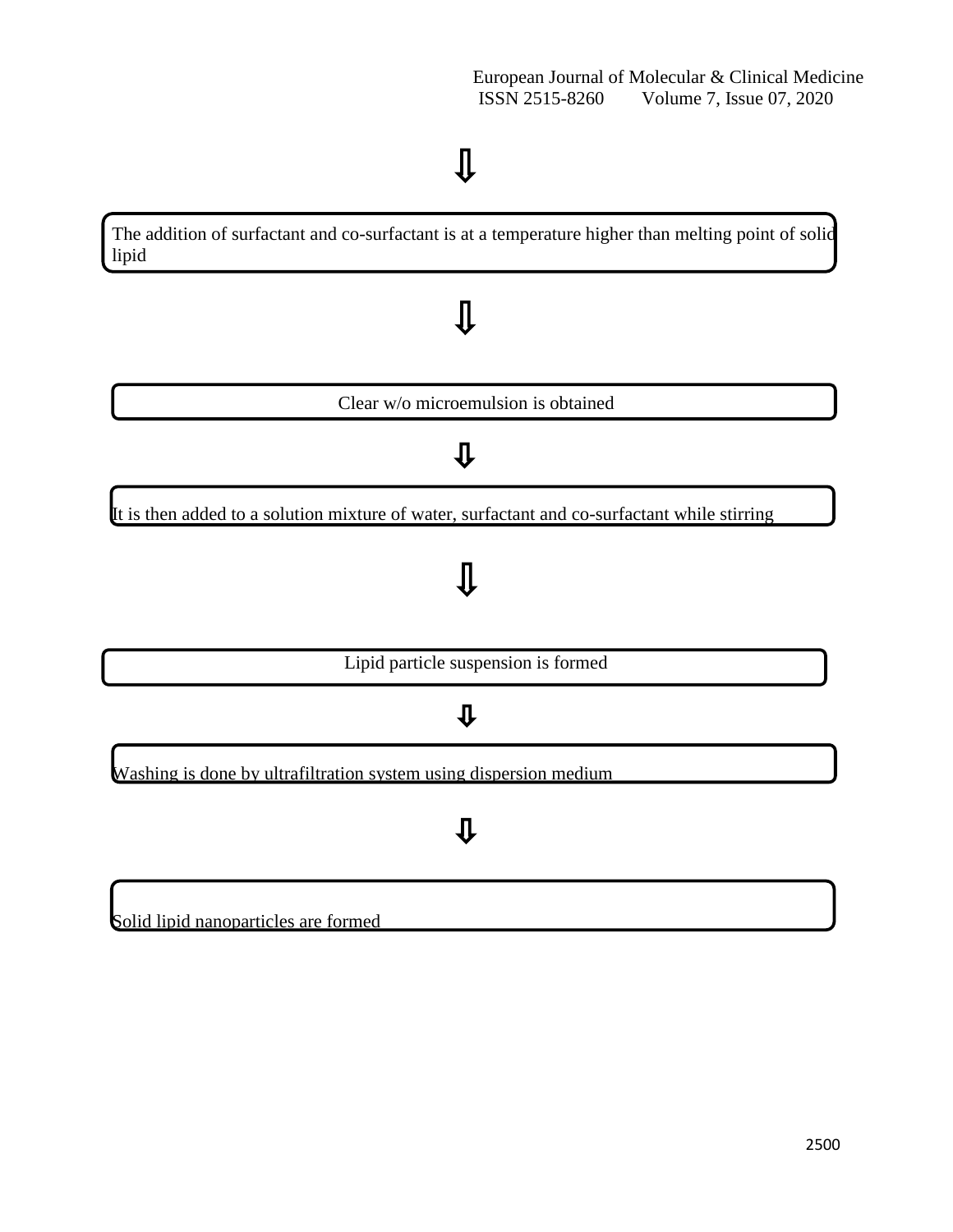⇩

The addition of surfactant and co-surfactant is at a temperature higher than melting point of solid lipid

⇩

Clear w/o microemulsion is obtained

⇩

It is then added to a solution mixture of water, surfactant and co-surfactant while stirring

⇩

Lipid particle suspension is formed

⇩

Washing is done by ultrafiltration system using dispersion medium

⇩

Solid lipid nanoparticles are formed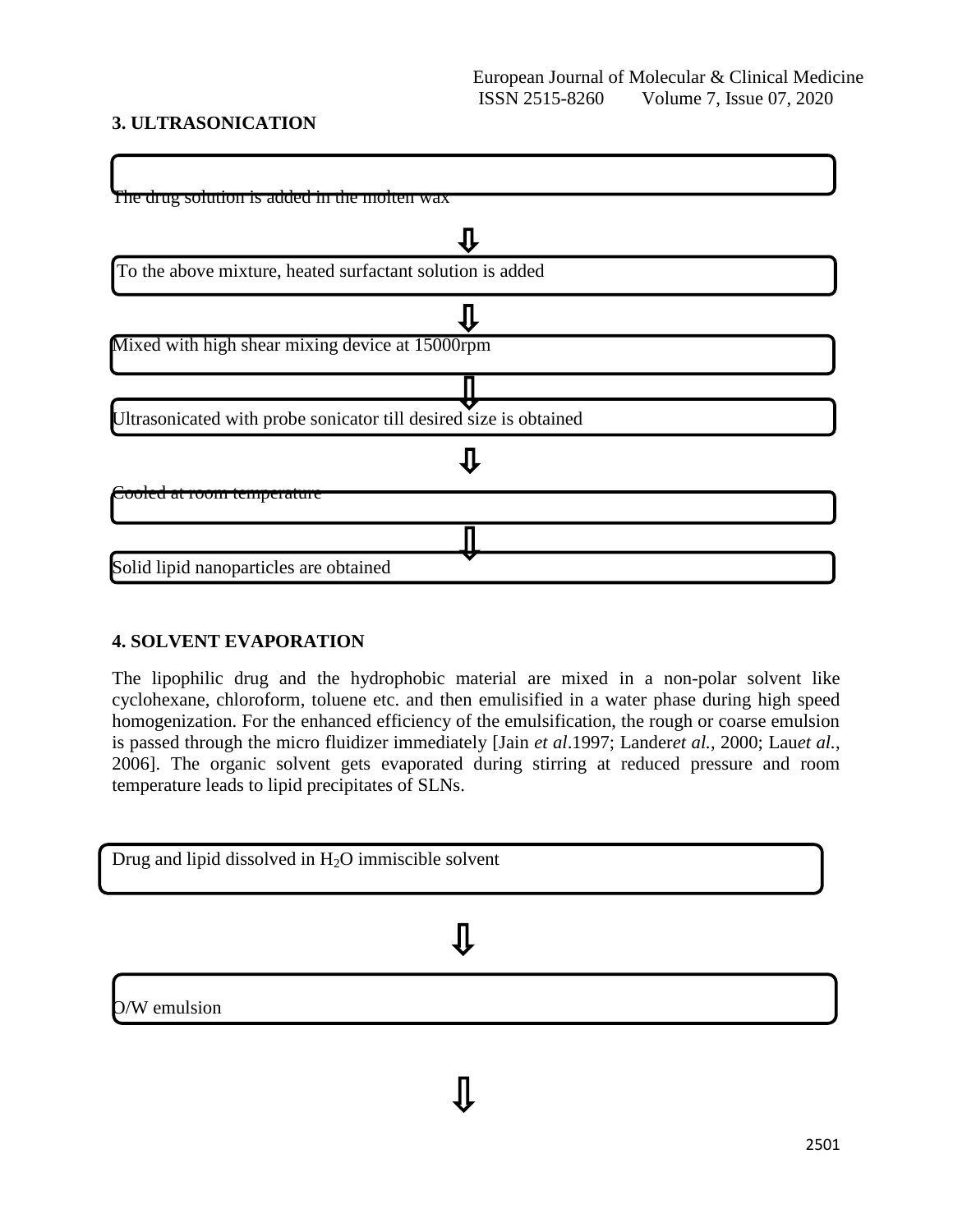### 3. ULTRASONICATION

The drug solution is added in the molten wax

⇩

To the above mixture, heated surfactant solution is added

⇩

Mixed with high shear mixing device at 15000rpm

⇩

Ultrasonicated with probe sonicator till desired size is obtained

⇩

Cooled at room temperature

⇩

Solid lipid nanoparticles are obtained

### 4. SOLVENT EVAPORATION

The lipophilic drug and the hydrophobic material are mixed in a non-polar solvent like cyclohexane, chloroform, toluene etc. and then emulisified in a water phase during high speed homogenization. For the enhanced efficiency of the emulsification, the rough or coarse emulsion is passed through the micro fluidizer immediately [Jain *et al*.1997; Lander*et al.*, 2000; Lau*et al.*, 2006]. The organic solvent gets evaporated during stirring at reduced pressure and room temperature leads to lipid precipitates of SLNs.

Drug and lipid dissolved in $H_2O$ immiscible solvent

⇩

O/W emulsion

⇩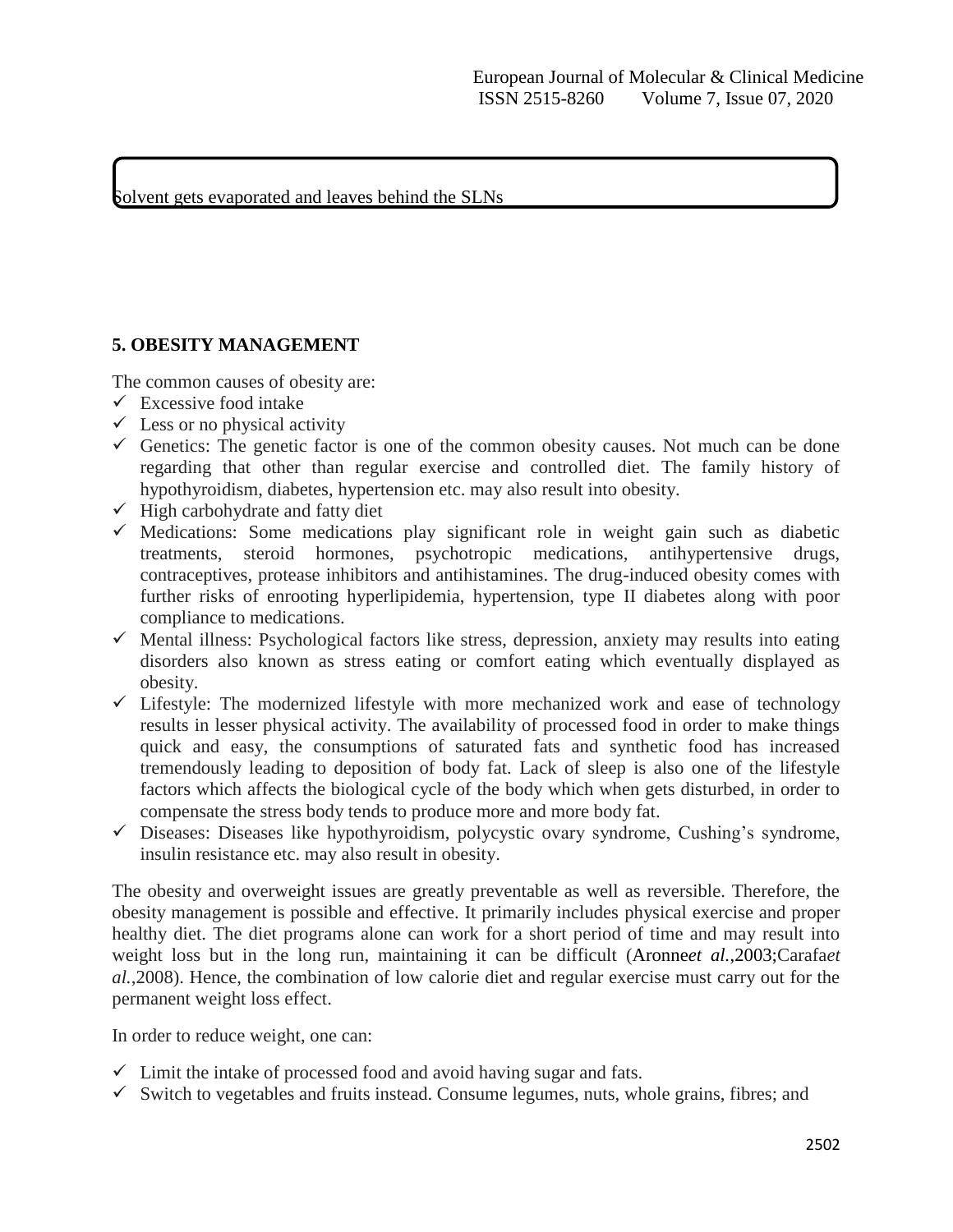Solvent gets evaporated and leaves behind the SLNs

## 5. OBESITY MANAGEMENT

The common causes of obesity are:

- ✓ Excessive food intake
- ✓ Less or no physical activity
- ✓ Genetics: The genetic factor is one of the common obesity causes. Not much can be done regarding that other than regular exercise and controlled diet. The family history of hypothyroidism, diabetes, hypertension etc. may also result into obesity.
- ✓ High carbohydrate and fatty diet
- ✓ Medications: Some medications play significant role in weight gain such as diabetic treatments, steroid hormones, psychotropic medications, antihypertensive drugs, contraceptives, protease inhibitors and antihistamines. The drug-induced obesity comes with further risks of enrooting hyperlipidemia, hypertension, type II diabetes along with poor compliance to medications.
- ✓ Mental illness: Psychological factors like stress, depression, anxiety may results into eating disorders also known as stress eating or comfort eating which eventually displayed as obesity.
- ✓ Lifestyle: The modernized lifestyle with more mechanized work and ease of technology results in lesser physical activity. The availability of processed food in order to make things quick and easy, the consumptions of saturated fats and synthetic food has increased tremendously leading to deposition of body fat. Lack of sleep is also one of the lifestyle factors which affects the biological cycle of the body which when gets disturbed, in order to compensate the stress body tends to produce more and more body fat.
- ✓ Diseases: Diseases like hypothyroidism, polycystic ovary syndrome, Cushing's syndrome, insulin resistance etc. may also result in obesity.

The obesity and overweight issues are greatly preventable as well as reversible. Therefore, the obesity management is possible and effective. It primarily includes physical exercise and proper healthy diet. The diet programs alone can work for a short period of time and may result into weight loss but in the long run, maintaining it can be difficult (Aronne*et al.*,2003;Carafa*et al.*,2008). Hence, the combination of low calorie diet and regular exercise must carry out for the permanent weight loss effect.

In order to reduce weight, one can:

- ✓ Limit the intake of processed food and avoid having sugar and fats.
- ✓ Switch to vegetables and fruits instead. Consume legumes, nuts, whole grains, fibres; and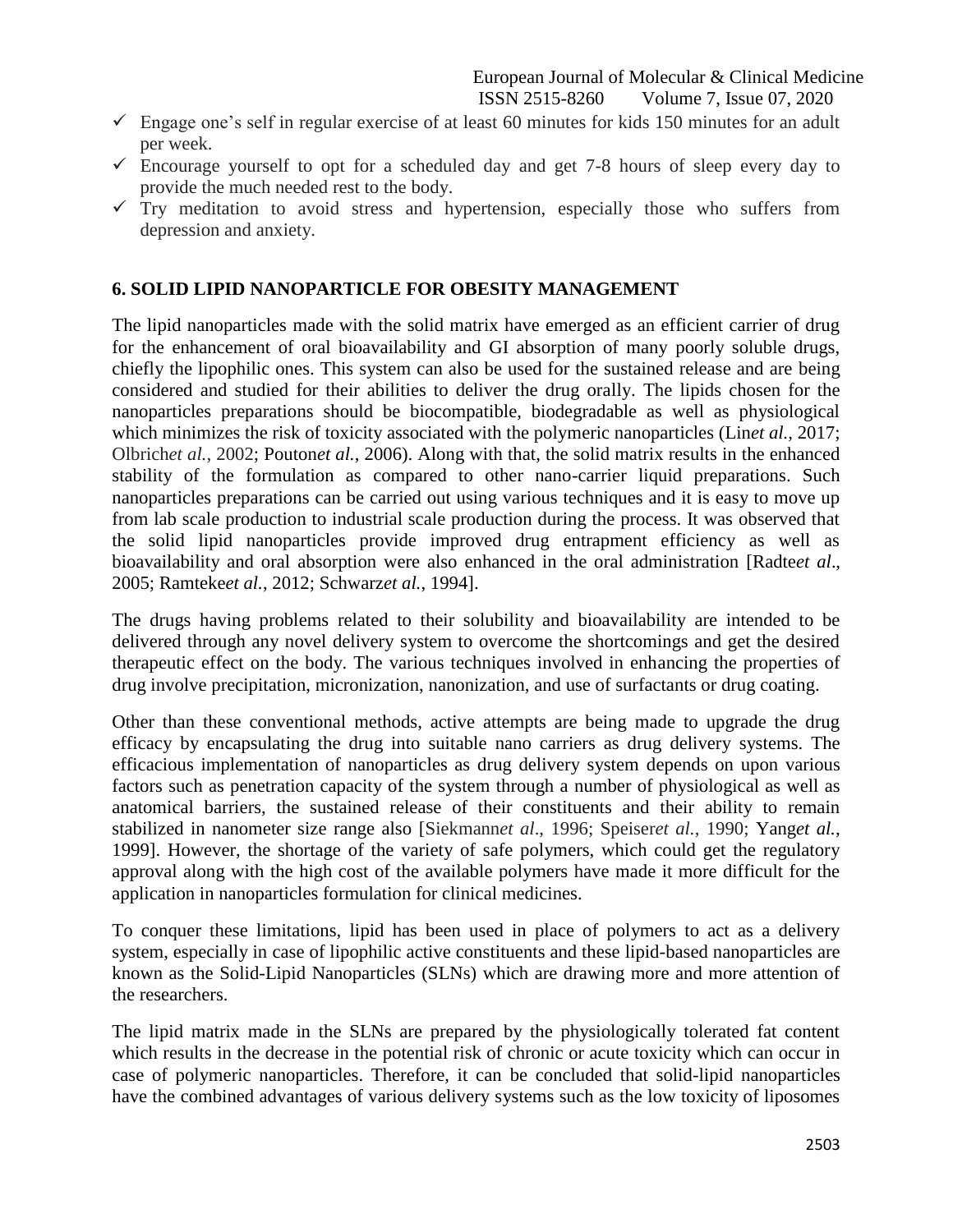- ✓ Engage one's self in regular exercise of at least 60 minutes for kids 150 minutes for an adult per week.
- ✓ Encourage yourself to opt for a scheduled day and get 7-8 hours of sleep every day to provide the much needed rest to the body.
- ✓ Try meditation to avoid stress and hypertension, especially those who suffers from depression and anxiety.

## 6. SOLID LIPID NANOPARTICLE FOR OBESITY MANAGEMENT

The lipid nanoparticles made with the solid matrix have emerged as an efficient carrier of drug for the enhancement of oral bioavailability and GI absorption of many poorly soluble drugs, chiefly the lipophilic ones. This system can also be used for the sustained release and are being considered and studied for their abilities to deliver the drug orally. The lipids chosen for the nanoparticles preparations should be biocompatible, biodegradable as well as physiological which minimizes the risk of toxicity associated with the polymeric nanoparticles (Lin*et al.,* 2017; Olbrich*et al.,* 2002; Pouton*et al.,* 2006). Along with that, the solid matrix results in the enhanced stability of the formulation as compared to other nano-carrier liquid preparations. Such nanoparticles preparations can be carried out using various techniques and it is easy to move up from lab scale production to industrial scale production during the process. It was observed that the solid lipid nanoparticles provide improved drug entrapment efficiency as well as bioavailability and oral absorption were also enhanced in the oral administration [Radte*et al*., 2005; Ramteke*et al.*, 2012; Schwarz*et al.*, 1994].

The drugs having problems related to their solubility and bioavailability are intended to be delivered through any novel delivery system to overcome the shortcomings and get the desired therapeutic effect on the body. The various techniques involved in enhancing the properties of drug involve precipitation, micronization, nanonization, and use of surfactants or drug coating.

Other than these conventional methods, active attempts are being made to upgrade the drug efficacy by encapsulating the drug into suitable nano carriers as drug delivery systems. The efficacious implementation of nanoparticles as drug delivery system depends on upon various factors such as penetration capacity of the system through a number of physiological as well as anatomical barriers, the sustained release of their constituents and their ability to remain stabilized in nanometer size range also [Siekmann*et al*., 1996; Speiser*et al.*, 1990; Yang*et al.*, 1999]. However, the shortage of the variety of safe polymers, which could get the regulatory approval along with the high cost of the available polymers have made it more difficult for the application in nanoparticles formulation for clinical medicines.

To conquer these limitations, lipid has been used in place of polymers to act as a delivery system, especially in case of lipophilic active constituents and these lipid-based nanoparticles are known as the Solid-Lipid Nanoparticles (SLNs) which are drawing more and more attention of the researchers.

The lipid matrix made in the SLNs are prepared by the physiologically tolerated fat content which results in the decrease in the potential risk of chronic or acute toxicity which can occur in case of polymeric nanoparticles. Therefore, it can be concluded that solid-lipid nanoparticles have the combined advantages of various delivery systems such as the low toxicity of liposomes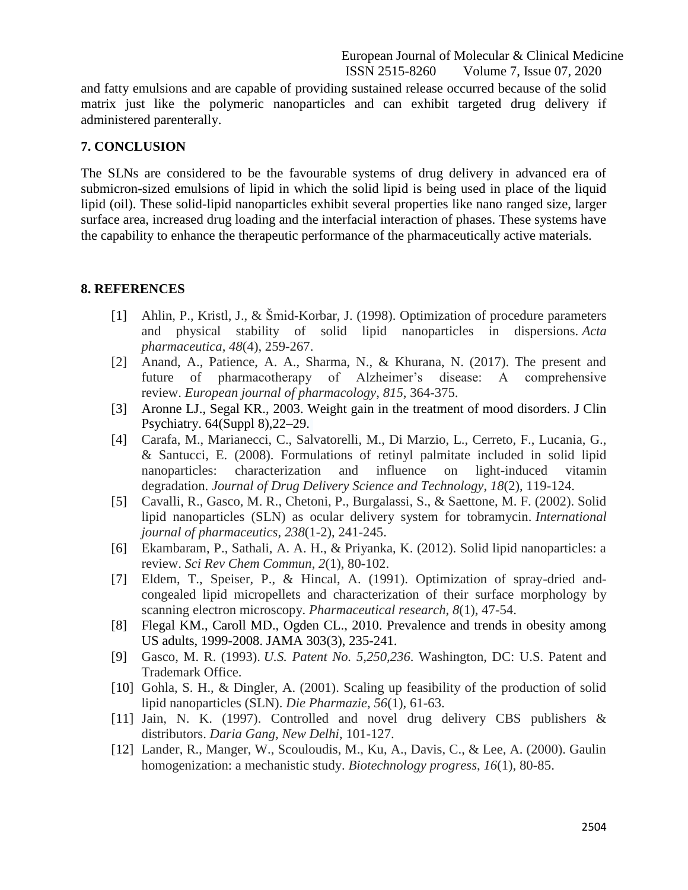and fatty emulsions and are capable of providing sustained release occurred because of the solid matrix just like the polymeric nanoparticles and can exhibit targeted drug delivery if administered parenterally.

## 7. CONCLUSION

The SLNs are considered to be the favourable systems of drug delivery in advanced era of submicron-sized emulsions of lipid in which the solid lipid is being used in place of the liquid lipid (oil). These solid-lipid nanoparticles exhibit several properties like nano ranged size, larger surface area, increased drug loading and the interfacial interaction of phases. These systems have the capability to enhance the therapeutic performance of the pharmaceutically active materials.

## 8. REFERENCES

[1] Ahlin, P., Kristl, J., & Šmid-Korbar, J. (1998). Optimization of procedure parameters and physical stability of solid lipid nanoparticles in dispersions. *Acta pharmaceutica*, *48*(4), 259-267.

[2] Anand, A., Patience, A. A., Sharma, N., & Khurana, N. (2017). The present and future of pharmacotherapy of Alzheimer's disease: A comprehensive review. *European journal of pharmacology*, *815*, 364-375.

[3] Aronne LJ., Segal KR., 2003. Weight gain in the treatment of mood disorders. J Clin Psychiatry. 64(Suppl 8),22–29.

[4] Carafa, M., Marianecci, C., Salvatorelli, M., Di Marzio, L., Cerreto, F., Lucania, G., & Santucci, E. (2008). Formulations of retinyl palmitate included in solid lipid nanoparticles: characterization and influence on light-induced vitamin degradation. *Journal of Drug Delivery Science and Technology*, *18*(2), 119-124.

[5] Cavalli, R., Gasco, M. R., Chetoni, P., Burgalassi, S., & Saettone, M. F. (2002). Solid lipid nanoparticles (SLN) as ocular delivery system for tobramycin. *International journal of pharmaceutics*, *238*(1-2), 241-245.

[6] Ekambaram, P., Sathali, A. A. H., & Priyanka, K. (2012). Solid lipid nanoparticles: a review. *Sci Rev Chem Commun*, *2*(1), 80-102.

[7] Eldem, T., Speiser, P., & Hincal, A. (1991). Optimization of spray-dried and-congealed lipid micropellets and characterization of their surface morphology by scanning electron microscopy. *Pharmaceutical research*, *8*(1), 47-54.

[8] Flegal KM., Caroll MD., Ogden CL., 2010. Prevalence and trends in obesity among US adults, 1999-2008. JAMA 303(3), 235-241.

[9] Gasco, M. R. (1993). *U.S. Patent No. 5,250,236*. Washington, DC: U.S. Patent and Trademark Office.

[10] Gohla, S. H., & Dingler, A. (2001). Scaling up feasibility of the production of solid lipid nanoparticles (SLN). *Die Pharmazie*, *56*(1), 61-63.

[11] Jain, N. K. (1997). Controlled and novel drug delivery CBS publishers & distributors. *Daria Gang, New Delhi*, 101-127.

[12] Lander, R., Manger, W., Scouloudis, M., Ku, A., Davis, C., & Lee, A. (2000). Gaulin homogenization: a mechanistic study. *Biotechnology progress*, *16*(1), 80-85.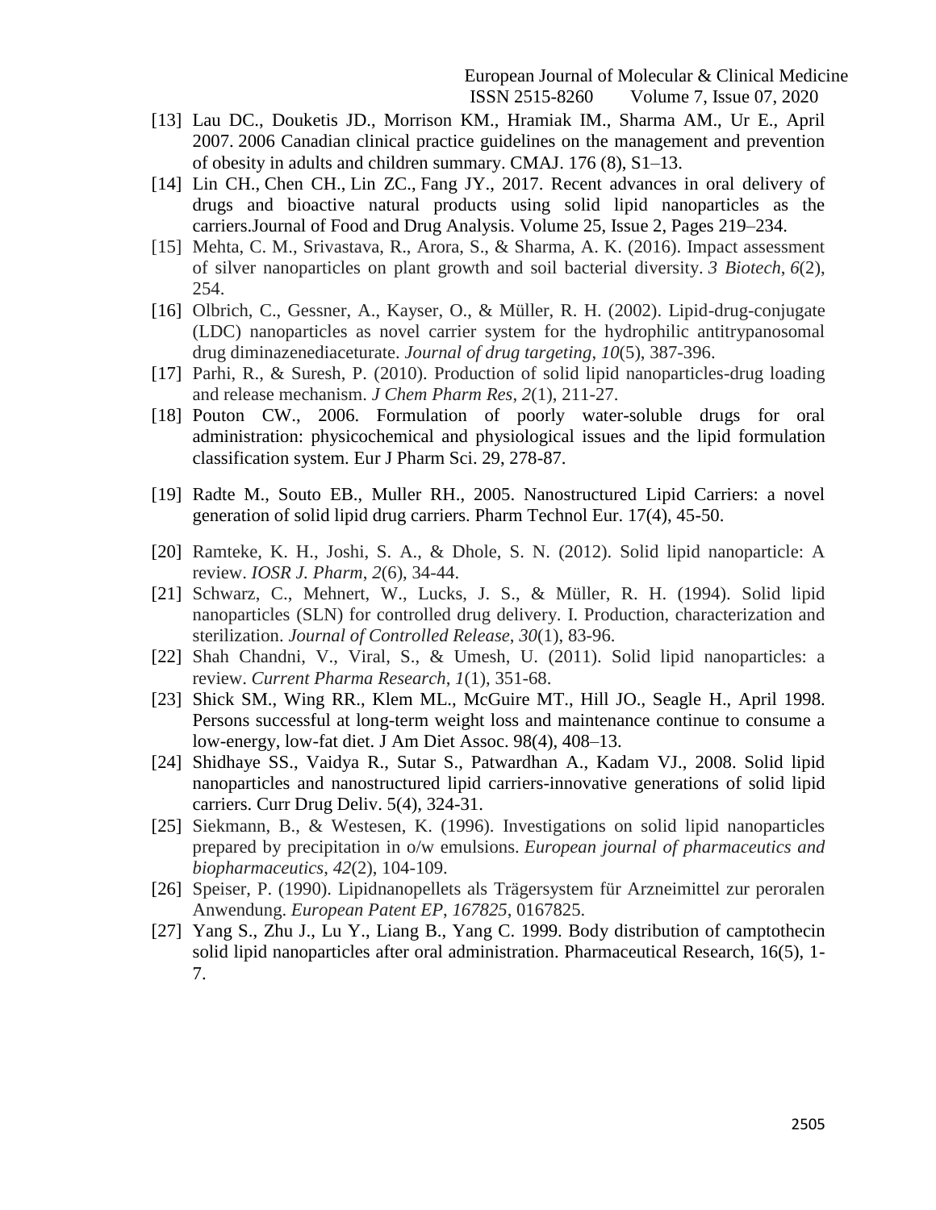[13] Lau DC., Douketis JD., Morrison KM., Hramiak IM., Sharma AM., Ur E., April 2007. 2006 Canadian clinical practice guidelines on the management and prevention of obesity in adults and children summary. CMAJ. 176 (8), S1–13.

[14] Lin CH., Chen CH., Lin ZC., Fang JY., 2017. Recent advances in oral delivery of drugs and bioactive natural products using solid lipid nanoparticles as the carriers.Journal of Food and Drug Analysis. Volume 25, Issue 2, Pages 219–234.

[15] Mehta, C. M., Srivastava, R., Arora, S., & Sharma, A. K. (2016). Impact assessment of silver nanoparticles on plant growth and soil bacterial diversity. *3 Biotech*, *6*(2), 254.

[16] Olbrich, C., Gessner, A., Kayser, O., & Müller, R. H. (2002). Lipid-drug-conjugate (LDC) nanoparticles as novel carrier system for the hydrophilic antitrypanosomal drug diminazenediaceturate. *Journal of drug targeting*, *10*(5), 387-396.

[17] Parhi, R., & Suresh, P. (2010). Production of solid lipid nanoparticles-drug loading and release mechanism. *J Chem Pharm Res*, *2*(1), 211-27.

[18] Pouton CW., 2006. Formulation of poorly water-soluble drugs for oral administration: physicochemical and physiological issues and the lipid formulation classification system. Eur J Pharm Sci. 29, 278-87.

[19] Radte M., Souto EB., Muller RH., 2005. Nanostructured Lipid Carriers: a novel generation of solid lipid drug carriers. Pharm Technol Eur. 17(4), 45-50.

[20] Ramteke, K. H., Joshi, S. A., & Dhole, S. N. (2012). Solid lipid nanoparticle: A review. *IOSR J. Pharm*, *2*(6), 34-44.

[21] Schwarz, C., Mehnert, W., Lucks, J. S., & Müller, R. H. (1994). Solid lipid nanoparticles (SLN) for controlled drug delivery. I. Production, characterization and sterilization. *Journal of Controlled Release*, *30*(1), 83-96.

[22] Shah Chandni, V., Viral, S., & Umesh, U. (2011). Solid lipid nanoparticles: a review. *Current Pharma Research*, *1*(1), 351-68.

[23] Shick SM., Wing RR., Klem ML., McGuire MT., Hill JO., Seagle H., April 1998. Persons successful at long-term weight loss and maintenance continue to consume a low-energy, low-fat diet. J Am Diet Assoc. 98(4), 408–13.

[24] Shidhaye SS., Vaidya R., Sutar S., Patwardhan A., Kadam VJ., 2008. Solid lipid nanoparticles and nanostructured lipid carriers-innovative generations of solid lipid carriers. Curr Drug Deliv. 5(4), 324-31.

[25] Siekmann, B., & Westesen, K. (1996). Investigations on solid lipid nanoparticles prepared by precipitation in o/w emulsions. *European journal of pharmaceutics and biopharmaceutics*, *42*(2), 104-109.

[26] Speiser, P. (1990). Lipidnanopellets als Trägersystem für Arzneimittel zur peroralen Anwendung. *European Patent EP*, *167825*, 0167825.

[27] Yang S., Zhu J., Lu Y., Liang B., Yang C. 1999. Body distribution of camptothecin solid lipid nanoparticles after oral administration. Pharmaceutical Research, 16(5), 1-7.